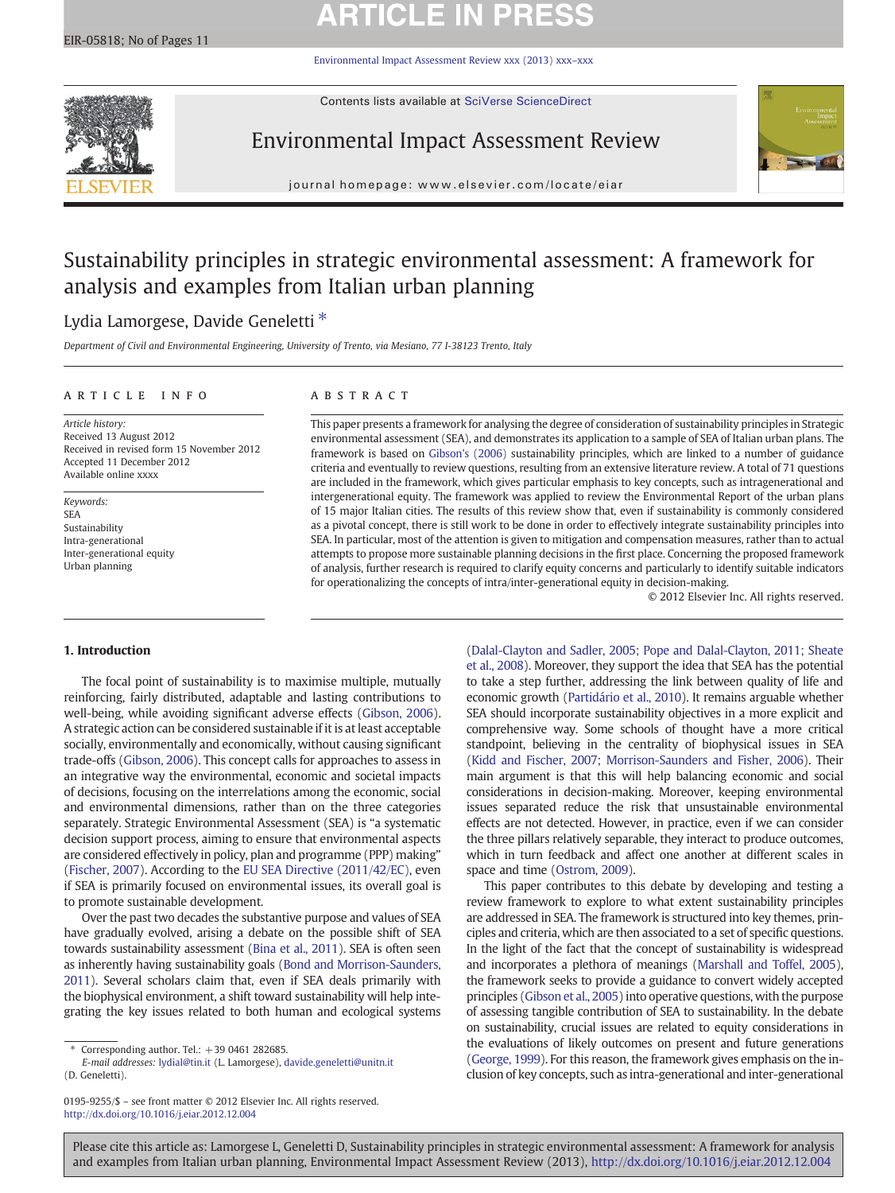# Sustainability principles in strategic environmental assessment: A framework for analysis and examples from Italian urban planning

Lydia Lamorgese, Davide Geneletti *

*Department of Civil and Environmental Engineering, University of Trento, via Mesiano, 77 I-38123 Trento, Italy*

## ARTICLE INFO

*Article history:*
Received 13 August 2012
Received in revised form 15 November 2012
Accepted 11 December 2012
Available online xxxx

*Keywords:*
SEA
Sustainability
Intra-generational
Inter-generational equity
Urban planning

## ABSTRACT

This paper presents a framework for analysing the degree of consideration of sustainability principles in Strategic environmental assessment (SEA), and demonstrates its application to a sample of SEA of Italian urban plans. The framework is based on Gibson's (2006) sustainability principles, which are linked to a number of guidance criteria and eventually to review questions, resulting from an extensive literature review. A total of 71 questions are included in the framework, which gives particular emphasis to key concepts, such as intragenerational and intergenerational equity. The framework was applied to review the Environmental Report of the urban plans of 15 major Italian cities. The results of this review show that, even if sustainability is commonly considered as a pivotal concept, there is still work to be done in order to effectively integrate sustainability principles into SEA. In particular, most of the attention is given to mitigation and compensation measures, rather than to actual attempts to propose more sustainable planning decisions in the first place. Concerning the proposed framework of analysis, further research is required to clarify equity concerns and particularly to identify suitable indicators for operationalizing the concepts of intra/inter-generational equity in decision-making.

© 2012 Elsevier Inc. All rights reserved.

## 1. Introduction

The focal point of sustainability is to maximise multiple, mutually reinforcing, fairly distributed, adaptable and lasting contributions to well-being, while avoiding significant adverse effects (Gibson, 2006). A strategic action can be considered sustainable if it is at least acceptable socially, environmentally and economically, without causing significant trade-offs (Gibson, 2006). This concept calls for approaches to assess in an integrative way the environmental, economic and societal impacts of decisions, focusing on the interrelations among the economic, social and environmental dimensions, rather than on the three categories separately. Strategic Environmental Assessment (SEA) is "a systematic decision support process, aiming to ensure that environmental aspects are considered effectively in policy, plan and programme (PPP) making" (Fischer, 2007). According to the EU SEA Directive (2011/42/EC), even if SEA is primarily focused on environmental issues, its overall goal is to promote sustainable development.

Over the past two decades the substantive purpose and values of SEA have gradually evolved, arising a debate on the possible shift of SEA towards sustainability assessment (Bina et al., 2011). SEA is often seen as inherently having sustainability goals (Bond and Morrison-Saunders, 2011). Several scholars claim that, even if SEA deals primarily with the biophysical environment, a shift toward sustainability will help integrating the key issues related to both human and ecological systems (Dalal-Clayton and Sadler, 2005; Pope and Dalal-Clayton, 2011; Sheate et al., 2008). Moreover, they support the idea that SEA has the potential to take a step further, addressing the link between quality of life and economic growth (Partidário et al., 2010). It remains arguable whether SEA should incorporate sustainability objectives in a more explicit and comprehensive way. Some schools of thought have a more critical standpoint, believing in the centrality of biophysical issues in SEA (Kidd and Fischer, 2007; Morrison-Saunders and Fisher, 2006). Their main argument is that this will help balancing economic and social considerations in decision-making. Moreover, keeping environmental issues separated reduce the risk that unsustainable environmental effects are not detected. However, in practice, even if we can consider the three pillars relatively separable, they interact to produce outcomes, which in turn feedback and affect one another at different scales in space and time (Ostrom, 2009).

This paper contributes to this debate by developing and testing a review framework to explore to what extent sustainability principles are addressed in SEA. The framework is structured into key themes, principles and criteria, which are then associated to a set of specific questions. In the light of the fact that the concept of sustainability is widespread and incorporates a plethora of meanings (Marshall and Toffel, 2005), the framework seeks to provide a guidance to convert widely accepted principles (Gibson et al., 2005) into operative questions, with the purpose of assessing tangible contribution of SEA to sustainability. In the debate on sustainability, crucial issues are related to equity considerations in the evaluations of likely outcomes on present and future generations (George, 1999). For this reason, the framework gives emphasis on the inclusion of key concepts, such as intra-generational and inter-generational

\* Corresponding author. Tel.: +39 0461 282685.
*E-mail addresses:* lydial@tin.it (L. Lamorgese), davide.geneletti@unitn.it (D. Geneletti).

0195-9255/$ – see front matter © 2012 Elsevier Inc. All rights reserved.
http://dx.doi.org/10.1016/j.eiar.2012.12.004

Please cite this article as: Lamorgese L, Geneletti D, Sustainability principles in strategic environmental assessment: A framework for analysis and examples from Italian urban planning, Environmental Impact Assessment Review (2013), http://dx.doi.org/10.1016/j.eiar.2012.12.004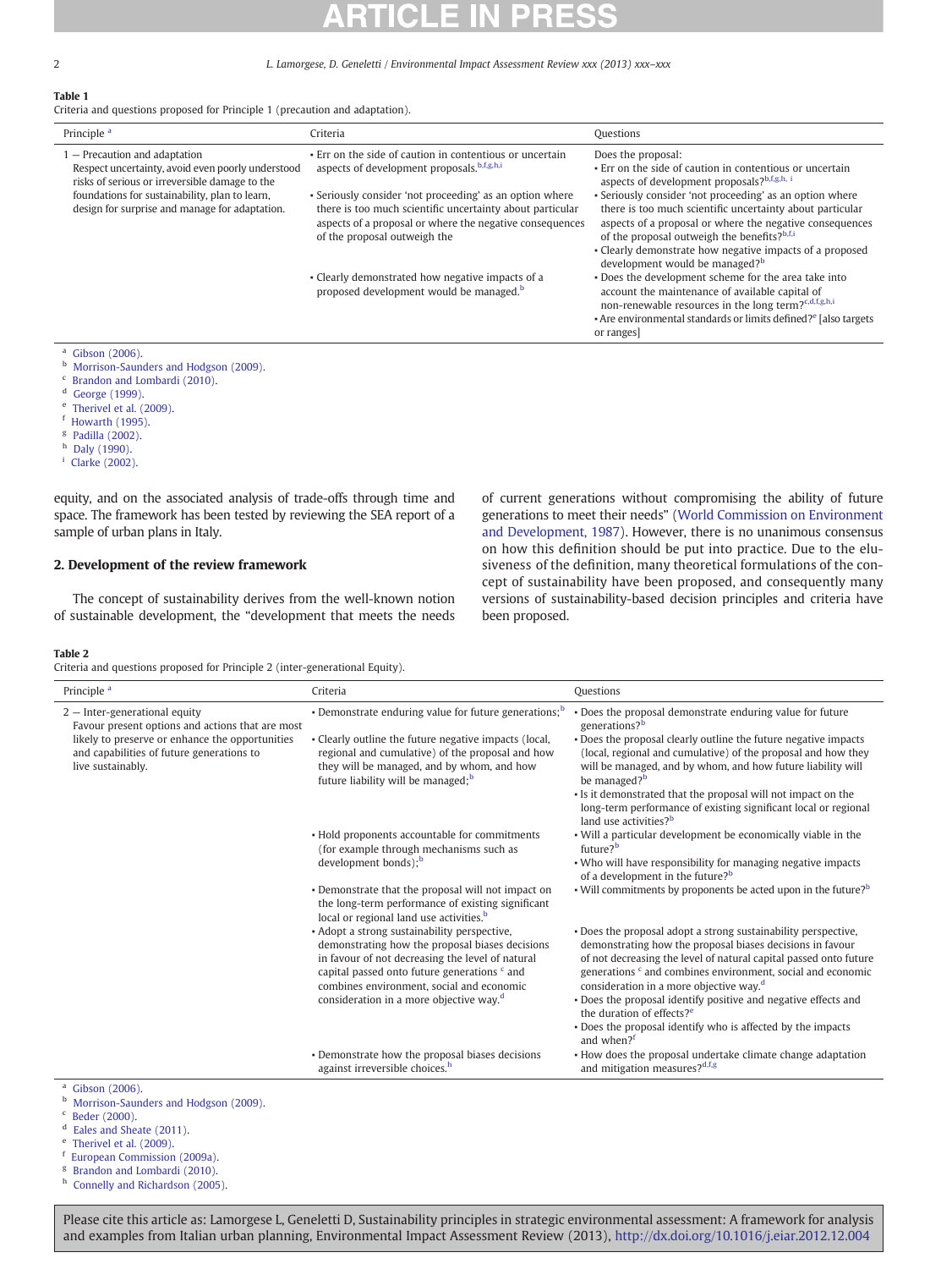**Table 1**
Criteria and questions proposed for Principle 1 (precaution and adaptation).

| Principle [a] | Criteria | Questions |
|---|---|---|
| 1 — Precaution and adaptation<br>Respect uncertainty, avoid even poorly understood risks of serious or irreversible damage to the foundations for sustainability, plan to learn, design for surprise and manage for adaptation. | • Err on the side of caution in contentious or uncertain aspects of development proposals.[b,f,g,h,i]<br>• Seriously consider 'not proceeding' as an option where there is too much scientific uncertainty about particular aspects of a proposal or where the negative consequences of the proposal outweigh the | Does the proposal:<br>• Err on the side of caution in contentious or uncertain aspects of development proposals?[b,f,g,h, i]<br>• Seriously consider 'not proceeding' as an option where there is too much scientific uncertainty about particular aspects of a proposal or where the negative consequences of the proposal outweigh the benefits?[b,f,i]<br>• Clearly demonstrate how negative impacts of a proposed development would be managed?[b] |
| | • Clearly demonstrated how negative impacts of a proposed development would be managed.[b] | • Does the development scheme for the area take into account the maintenance of available capital of non-renewable resources in the long term?[c,d,f,g,h,i]<br>• Are environmental standards or limits defined?[e] [also targets or ranges] |

[a] Gibson (2006).
[b] Morrison-Saunders and Hodgson (2009).
[c] Brandon and Lombardi (2010).
[d] George (1999).
[e] Therivel et al. (2009).
[f] Howarth (1995).
[g] Padilla (2002).
[h] Daly (1990).
[i] Clarke (2002).

equity, and on the associated analysis of trade-offs through time and space. The framework has been tested by reviewing the SEA report of a sample of urban plans in Italy.

## 2. Development of the review framework

The concept of sustainability derives from the well-known notion of sustainable development, the "development that meets the needs of current generations without compromising the ability of future generations to meet their needs" (World Commission on Environment and Development, 1987). However, there is no unanimous consensus on how this definition should be put into practice. Due to the elusiveness of the definition, many theoretical formulations of the concept of sustainability have been proposed, and consequently many versions of sustainability-based decision principles and criteria have been proposed.

**Table 2**
Criteria and questions proposed for Principle 2 (inter-generational Equity).

| Principle [a] | Criteria | Questions |
|---|---|---|
| 2 — Inter-generational equity<br>Favour present options and actions that are most likely to preserve or enhance the opportunities and capabilities of future generations to live sustainably. | • Demonstrate enduring value for future generations;[b]<br>• Clearly outline the future negative impacts (local, regional and cumulative) of the proposal and how they will be managed, and by whom, and how future liability will be managed;[b] | • Does the proposal demonstrate enduring value for future generations?[b]<br>• Does the proposal clearly outline the future negative impacts (local, regional and cumulative) of the proposal and how they will be managed, and by whom, and how future liability will be managed?[b]<br>• Is it demonstrated that the proposal will not impact on the long-term performance of existing significant local or regional land use activities?[b] |
| | • Hold proponents accountable for commitments (for example through mechanisms such as development bonds);[b] | • Will a particular development be economically viable in the future?[b]<br>• Who will have responsibility for managing negative impacts of a development in the future?[b] |
| | • Demonstrate that the proposal will not impact on the long-term performance of existing significant local or regional land use activities.[b] | • Will commitments by proponents be acted upon in the future?[b] |
| | • Adopt a strong sustainability perspective, demonstrating how the proposal biases decisions in favour of not decreasing the level of natural capital passed onto future generations [c] and combines environment, social and economic consideration in a more objective way.[d] | • Does the proposal adopt a strong sustainability perspective, demonstrating how the proposal biases decisions in favour of not decreasing the level of natural capital passed onto future generations [c] and combines environment, social and economic consideration in a more objective way.[d]<br>• Does the proposal identify positive and negative effects and the duration of effects?[e]<br>• Does the proposal identify who is affected by the impacts and when?[f] |
| | • Demonstrate how the proposal biases decisions against irreversible choices.[h] | • How does the proposal undertake climate change adaptation and mitigation measures?[d,f,g] |

[a] Gibson (2006).
[b] Morrison-Saunders and Hodgson (2009).
[c] Beder (2000).
[d] Eales and Sheate (2011).
[e] Therivel et al. (2009).
[f] European Commission (2009a).
[g] Brandon and Lombardi (2010).
[h] Connelly and Richardson (2005).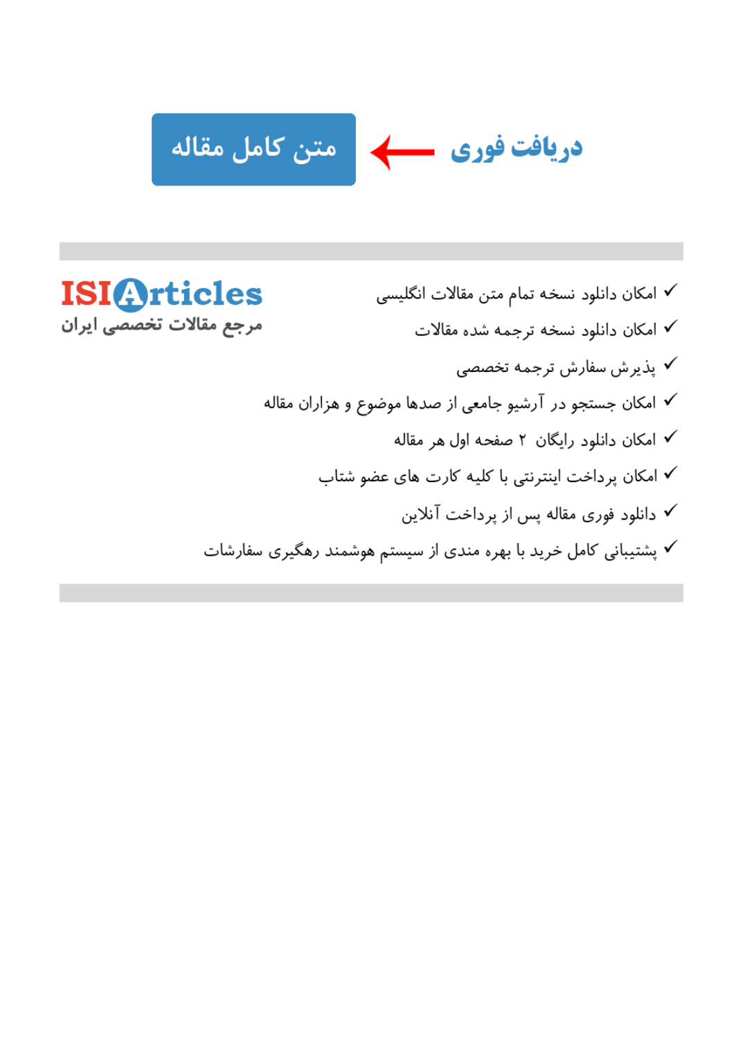دریافت فوری ← **متن کامل مقاله**

**ISIArticles**
مرجع مقالات تخصصی ایران

- ✓ امکان دانلود نسخه تمام متن مقالات انگلیسی
- ✓ امکان دانلود نسخه ترجمه شده مقالات
- ✓ پذیرش سفارش ترجمه تخصصی
- ✓ امکان جستجو در آرشیو جامعی از صدها موضوع و هزاران مقاله
- ✓ امکان دانلود رایگان ۲ صفحه اول هر مقاله
- ✓ امکان پرداخت اینترنتی با کلیه کارت های عضو شتاب
- ✓ دانلود فوری مقاله پس از پرداخت آنلاین
- ✓ پشتیبانی کامل خرید با بهره مندی از سیستم هوشمند رهگیری سفارشات